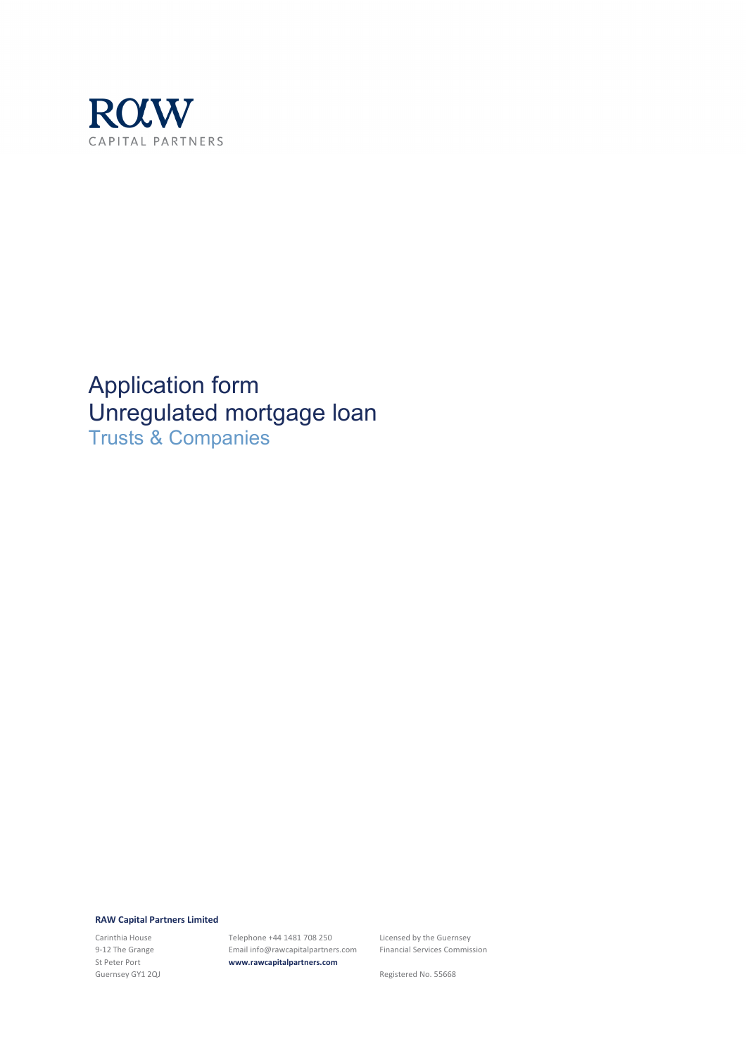RAW

CAPITAL PARTNERS

# Application form
# Unregulated mortgage loan
## Trusts & Companies

**RAW Capital Partners Limited**

Carinthia House
9-12 The Grange
St Peter Port
Guernsey GY1 2QJ

Telephone +44 1481 708 250
Email info@rawcapitalpartners.com
**www.rawcapitalpartners.com**

Licensed by the Guernsey Financial Services Commission

Registered No. 55668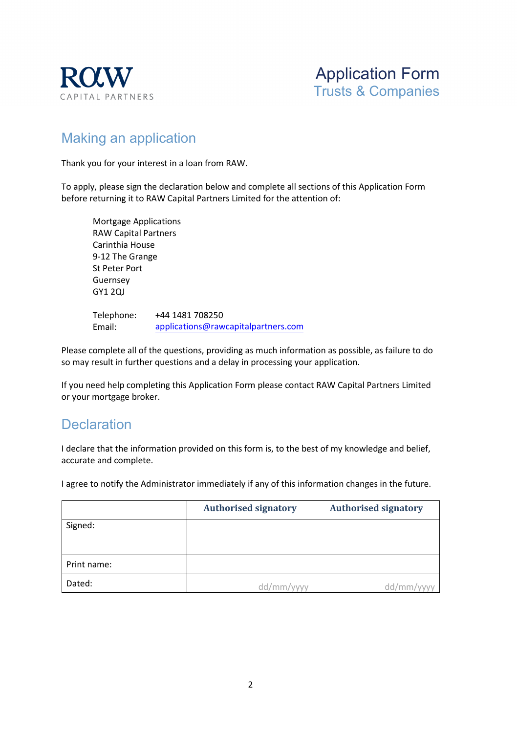RAW
CAPITAL PARTNERS

# Application Form
## Trusts & Companies

## Making an application

Thank you for your interest in a loan from RAW.

To apply, please sign the declaration below and complete all sections of this Application Form before returning it to RAW Capital Partners Limited for the attention of:

Mortgage Applications
RAW Capital Partners
Carinthia House
9-12 The Grange
St Peter Port
Guernsey
GY1 2QJ

Telephone: +44 1481 708250
Email: applications@rawcapitalpartners.com

Please complete all of the questions, providing as much information as possible, as failure to do so may result in further questions and a delay in processing your application.

If you need help completing this Application Form please contact RAW Capital Partners Limited or your mortgage broker.

## Declaration

I declare that the information provided on this form is, to the best of my knowledge and belief, accurate and complete.

I agree to notify the Administrator immediately if any of this information changes in the future.

| | **Authorised signatory** | **Authorised signatory** |
|---|---|---|
| Signed: | | |
| Print name: | | |
| Dated: | dd/mm/yyyy | dd/mm/yyyy |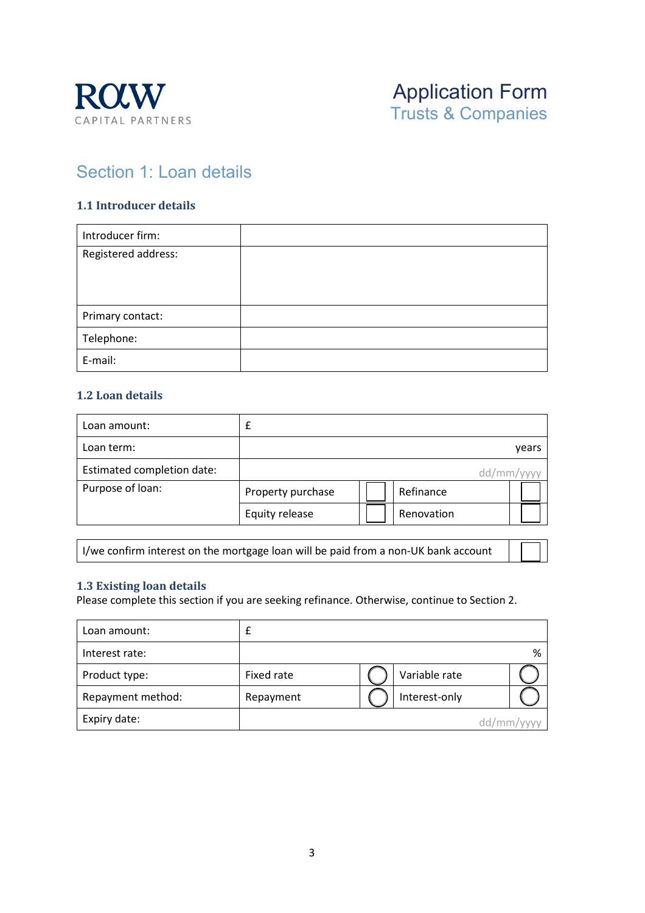ROW CAPITAL PARTNERS

# Application Form
## Trusts & Companies

## Section 1: Loan details

### 1.1 Introducer details

| Introducer firm: | |
|---|---|
| Registered address: | |
| Primary contact: | |
| Telephone: | |
| E-mail: | |

### 1.2 Loan details

| Loan amount: | £ | | | |
|---|---|---|---|---|
| Loan term: | years | | | |
| Estimated completion date: | dd/mm/yyyy | | | |
| Purpose of loan: | Property purchase | ☐ | Refinance | ☐ |
| | Equity release | ☐ | Renovation | ☐ |

| I/we confirm interest on the mortgage loan will be paid from a non-UK bank account | ☐ |
|---|---|

### 1.3 Existing loan details

Please complete this section if you are seeking refinance. Otherwise, continue to Section 2.

| Loan amount: | £ | | | |
|---|---|---|---|---|
| Interest rate: | % | | | |
| Product type: | Fixed rate | ◯ | Variable rate | ◯ |
| Repayment method: | Repayment | ◯ | Interest-only | ◯ |
| Expiry date: | dd/mm/yyyy | | | |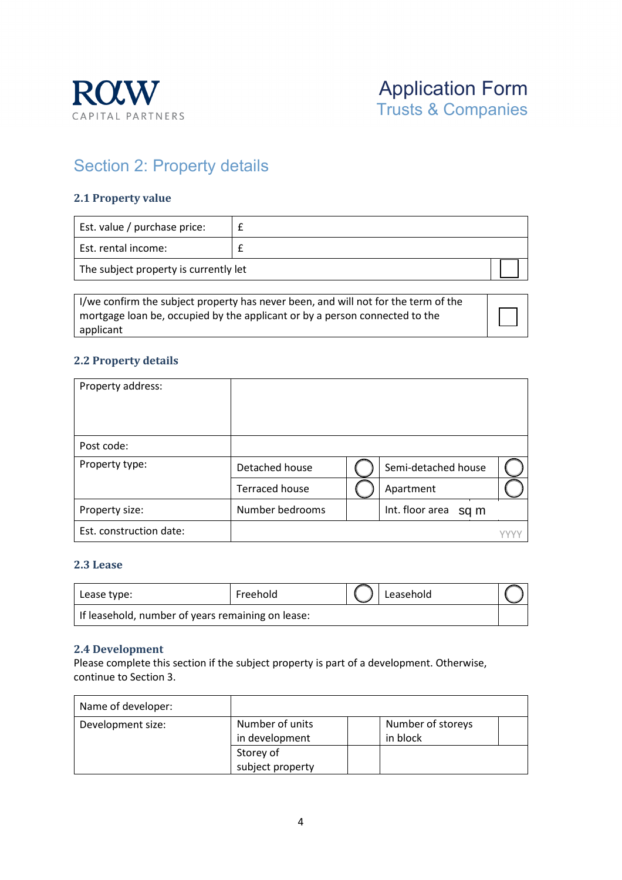# Section 2: Property details

### 2.1 Property value

| Est. value / purchase price: | £ |
|---|---|
| Est. rental income: | £ |
| The subject property is currently let | ☐ |

| I/we confirm the subject property has never been, and will not for the term of the mortgage loan be, occupied by the applicant or by a person connected to the applicant | ☐ |
|---|---|

### 2.2 Property details

| Property address: | | | | |
|---|---|---|---|---|
| Post code: | | | | |
| Property type: | Detached house | ○ | Semi-detached house | ○ |
| | Terraced house | ○ | Apartment | ○ |
| Property size: | Number bedrooms | | Int. floor area sq m | |
| Est. construction date: | YYYY | | | |

### 2.3 Lease

| Lease type: | Freehold | ○ | Leasehold | ○ |
|---|---|---|---|---|
| If leasehold, number of years remaining on lease: | | | | |

### 2.4 Development

Please complete this section if the subject property is part of a development. Otherwise, continue to Section 3.

| Name of developer: | | | | |
|---|---|---|---|---|
| Development size: | Number of units in development | | Number of storeys in block | |
| | Storey of subject property | | | |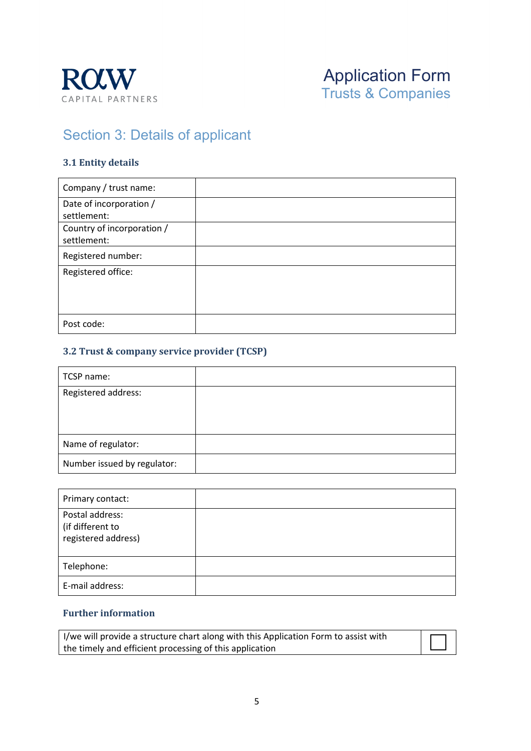ROCW
CAPITAL PARTNERS

# Application Form
## Trusts & Companies

## Section 3: Details of applicant

### 3.1 Entity details

| | |
|---|---|
| Company / trust name: | |
| Date of incorporation / settlement: | |
| Country of incorporation / settlement: | |
| Registered number: | |
| Registered office: | |
| Post code: | |

### 3.2 Trust & company service provider (TCSP)

| | |
|---|---|
| TCSP name: | |
| Registered address: | |
| Name of regulator: | |
| Number issued by regulator: | |

| | |
|---|---|
| Primary contact: | |
| Postal address: (if different to registered address) | |
| Telephone: | |
| E-mail address: | |

### Further information

| | |
|---|---|
| I/we will provide a structure chart along with this Application Form to assist with the timely and efficient processing of this application | ☐ |